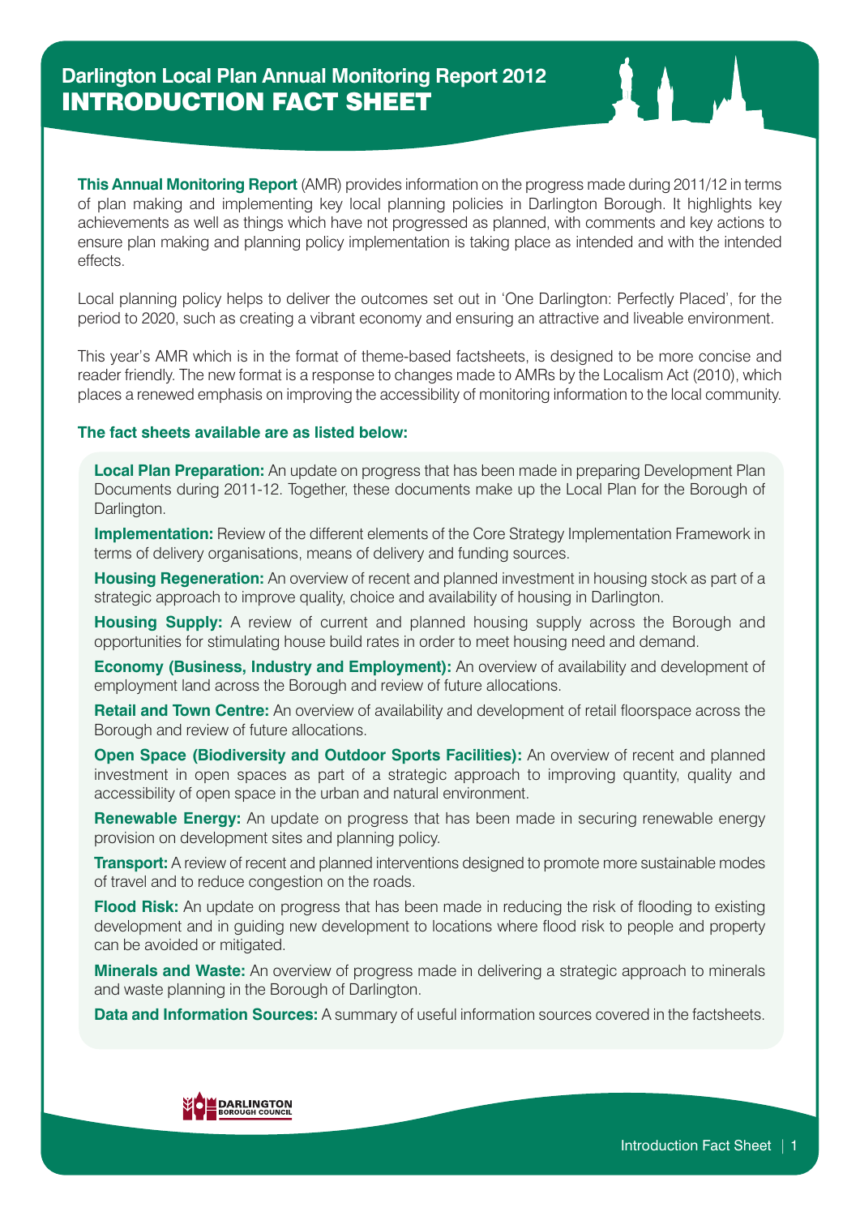# Darlington Local Plan Annual Monitoring Report 2012

## INTRODUCTION FACT SHEET

**This Annual Monitoring Report** (AMR) provides information on the progress made during 2011/12 in terms of plan making and implementing key local planning policies in Darlington Borough. It highlights key achievements as well as things which have not progressed as planned, with comments and key actions to ensure plan making and planning policy implementation is taking place as intended and with the intended effects.

Local planning policy helps to deliver the outcomes set out in 'One Darlington: Perfectly Placed', for the period to 2020, such as creating a vibrant economy and ensuring an attractive and liveable environment.

This year's AMR which is in the format of theme-based factsheets, is designed to be more concise and reader friendly. The new format is a response to changes made to AMRs by the Localism Act (2010), which places a renewed emphasis on improving the accessibility of monitoring information to the local community.

**The fact sheets available are as listed below:**

**Local Plan Preparation:** An update on progress that has been made in preparing Development Plan Documents during 2011-12. Together, these documents make up the Local Plan for the Borough of Darlington.

**Implementation:** Review of the different elements of the Core Strategy Implementation Framework in terms of delivery organisations, means of delivery and funding sources.

**Housing Regeneration:** An overview of recent and planned investment in housing stock as part of a strategic approach to improve quality, choice and availability of housing in Darlington.

**Housing Supply:** A review of current and planned housing supply across the Borough and opportunities for stimulating house build rates in order to meet housing need and demand.

**Economy (Business, Industry and Employment):** An overview of availability and development of employment land across the Borough and review of future allocations.

**Retail and Town Centre:** An overview of availability and development of retail floorspace across the Borough and review of future allocations.

**Open Space (Biodiversity and Outdoor Sports Facilities):** An overview of recent and planned investment in open spaces as part of a strategic approach to improving quantity, quality and accessibility of open space in the urban and natural environment.

**Renewable Energy:** An update on progress that has been made in securing renewable energy provision on development sites and planning policy.

**Transport:** A review of recent and planned interventions designed to promote more sustainable modes of travel and to reduce congestion on the roads.

**Flood Risk:** An update on progress that has been made in reducing the risk of flooding to existing development and in guiding new development to locations where flood risk to people and property can be avoided or mitigated.

**Minerals and Waste:** An overview of progress made in delivering a strategic approach to minerals and waste planning in the Borough of Darlington.

**Data and Information Sources:** A summary of useful information sources covered in the factsheets.

DARLINGTON BOROUGH COUNCIL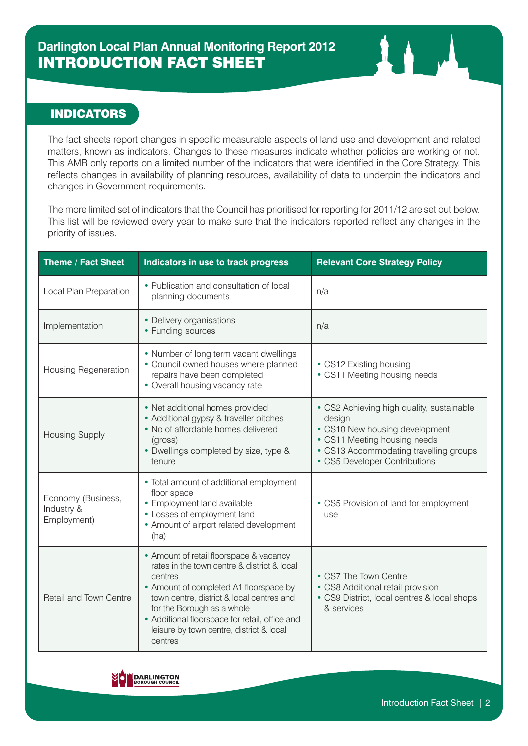# Darlington Local Plan Annual Monitoring Report 2012
# INTRODUCTION FACT SHEET

## INDICATORS

The fact sheets report changes in specific measurable aspects of land use and development and related matters, known as indicators. Changes to these measures indicate whether policies are working or not. This AMR only reports on a limited number of the indicators that were identified in the Core Strategy. This reflects changes in availability of planning resources, availability of data to underpin the indicators and changes in Government requirements.

The more limited set of indicators that the Council has prioritised for reporting for 2011/12 are set out below. This list will be reviewed every year to make sure that the indicators reported reflect any changes in the priority of issues.

| Theme / Fact Sheet | Indicators in use to track progress | Relevant Core Strategy Policy |
|---|---|---|
| Local Plan Preparation | • Publication and consultation of local planning documents | n/a |
| Implementation | • Delivery organisations<br>• Funding sources | n/a |
| Housing Regeneration | • Number of long term vacant dwellings<br>• Council owned houses where planned repairs have been completed<br>• Overall housing vacancy rate | • CS12 Existing housing<br>• CS11 Meeting housing needs |
| Housing Supply | • Net additional homes provided<br>• Additional gypsy & traveller pitches<br>• No of affordable homes delivered (gross)<br>• Dwellings completed by size, type & tenure | • CS2 Achieving high quality, sustainable design<br>• CS10 New housing development<br>• CS11 Meeting housing needs<br>• CS13 Accommodating travelling groups<br>• CS5 Developer Contributions |
| Economy (Business, Industry & Employment) | • Total amount of additional employment floor space<br>• Employment land available<br>• Losses of employment land<br>• Amount of airport related development (ha) | • CS5 Provision of land for employment use |
| Retail and Town Centre | • Amount of retail floorspace & vacancy rates in the town centre & district & local centres<br>• Amount of completed A1 floorspace by town centre, district & local centres and for the Borough as a whole<br>• Additional floorspace for retail, office and leisure by town centre, district & local centres | • CS7 The Town Centre<br>• CS8 Additional retail provision<br>• CS9 District, local centres & local shops & services |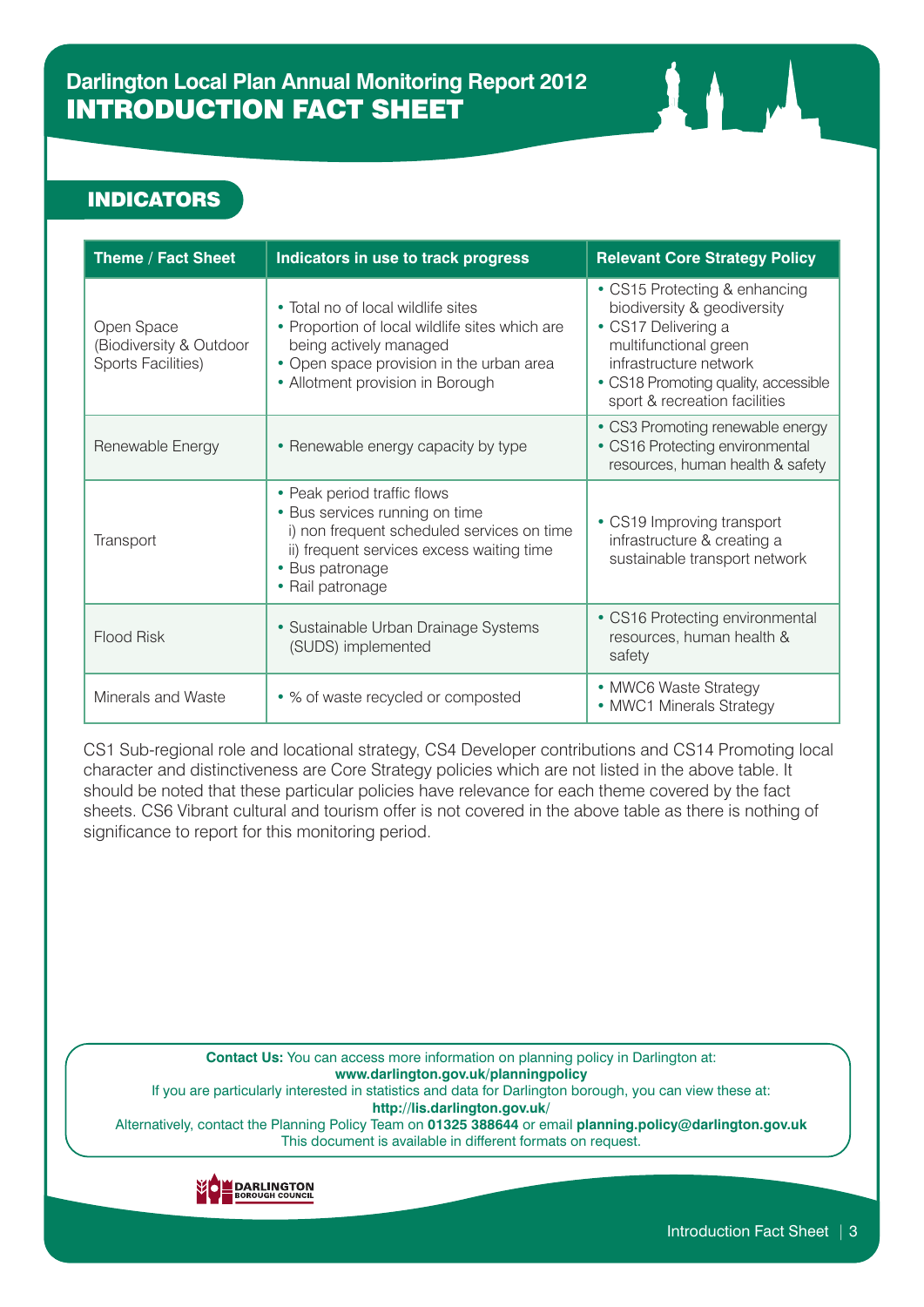# Darlington Local Plan Annual Monitoring Report 2012
# INTRODUCTION FACT SHEET

## INDICATORS

| Theme / Fact Sheet | Indicators in use to track progress | Relevant Core Strategy Policy |
|---|---|---|
| Open Space (Biodiversity & Outdoor Sports Facilities) | • Total no of local wildlife sites<br>• Proportion of local wildlife sites which are being actively managed<br>• Open space provision in the urban area<br>• Allotment provision in Borough | • CS15 Protecting & enhancing biodiversity & geodiversity<br>• CS17 Delivering a multifunctional green infrastructure network<br>• CS18 Promoting quality, accessible sport & recreation facilities |
| Renewable Energy | • Renewable energy capacity by type | • CS3 Promoting renewable energy<br>• CS16 Protecting environmental resources, human health & safety |
| Transport | • Peak period traffic flows<br>• Bus services running on time<br>i) non frequent scheduled services on time<br>ii) frequent services excess waiting time<br>• Bus patronage<br>• Rail patronage | • CS19 Improving transport infrastructure & creating a sustainable transport network |
| Flood Risk | • Sustainable Urban Drainage Systems (SUDS) implemented | • CS16 Protecting environmental resources, human health & safety |
| Minerals and Waste | • % of waste recycled or composted | • MWC6 Waste Strategy<br>• MWC1 Minerals Strategy |

CS1 Sub-regional role and locational strategy, CS4 Developer contributions and CS14 Promoting local character and distinctiveness are Core Strategy policies which are not listed in the above table. It should be noted that these particular policies have relevance for each theme covered by the fact sheets. CS6 Vibrant cultural and tourism offer is not covered in the above table as there is nothing of significance to report for this monitoring period.

**Contact Us:** You can access more information on planning policy in Darlington at:
**www.darlington.gov.uk/planningpolicy**
If you are particularly interested in statistics and data for Darlington borough, you can view these at:
**http://lis.darlington.gov.uk/**
Alternatively, contact the Planning Policy Team on **01325 388644** or email **planning.policy@darlington.gov.uk**
This document is available in different formats on request.

DARLINGTON BOROUGH COUNCIL